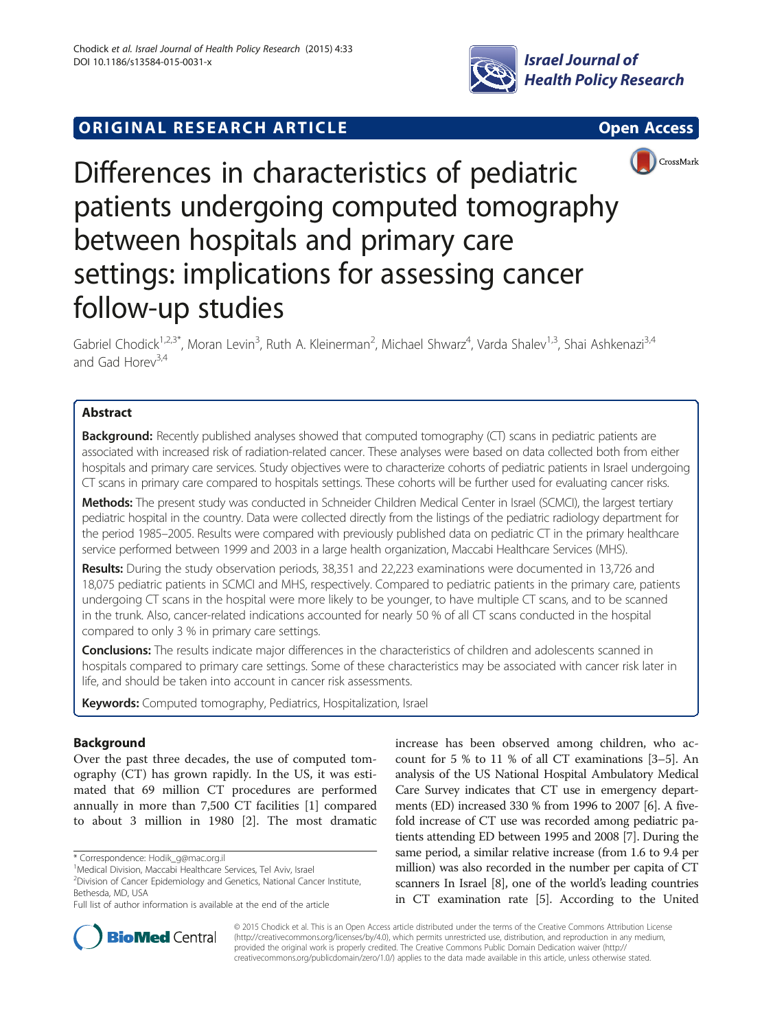ORIGINAL RESEARCH ARTICLE Open Access

# Differences in characteristics of pediatric patients undergoing computed tomography between hospitals and primary care settings: implications for assessing cancer follow-up studies

Gabriel Chodick[1,2,3*], Moran Levin[3], Ruth A. Kleinerman[2], Michael Shwarz[4], Varda Shalev[1,3], Shai Ashkenazi[3,4] and Gad Horev[3,4]

## Abstract

**Background:** Recently published analyses showed that computed tomography (CT) scans in pediatric patients are associated with increased risk of radiation-related cancer. These analyses were based on data collected both from either hospitals and primary care services. Study objectives were to characterize cohorts of pediatric patients in Israel undergoing CT scans in primary care compared to hospitals settings. These cohorts will be further used for evaluating cancer risks.

**Methods:** The present study was conducted in Schneider Children Medical Center in Israel (SCMCI), the largest tertiary pediatric hospital in the country. Data were collected directly from the listings of the pediatric radiology department for the period 1985–2005. Results were compared with previously published data on pediatric CT in the primary healthcare service performed between 1999 and 2003 in a large health organization, Maccabi Healthcare Services (MHS).

**Results:** During the study observation periods, 38,351 and 22,223 examinations were documented in 13,726 and 18,075 pediatric patients in SCMCI and MHS, respectively. Compared to pediatric patients in the primary care, patients undergoing CT scans in the hospital were more likely to be younger, to have multiple CT scans, and to be scanned in the trunk. Also, cancer-related indications accounted for nearly 50 % of all CT scans conducted in the hospital compared to only 3 % in primary care settings.

**Conclusions:** The results indicate major differences in the characteristics of children and adolescents scanned in hospitals compared to primary care settings. Some of these characteristics may be associated with cancer risk later in life, and should be taken into account in cancer risk assessments.

**Keywords:** Computed tomography, Pediatrics, Hospitalization, Israel

## Background

Over the past three decades, the use of computed tomography (CT) has grown rapidly. In the US, it was estimated that 69 million CT procedures are performed annually in more than 7,500 CT facilities [1] compared to about 3 million in 1980 [2]. The most dramatic increase has been observed among children, who account for 5 % to 11 % of all CT examinations [3–5]. An analysis of the US National Hospital Ambulatory Medical Care Survey indicates that CT use in emergency departments (ED) increased 330 % from 1996 to 2007 [6]. A five-fold increase of CT use was recorded among pediatric patients attending ED between 1995 and 2008 [7]. During the same period, a similar relative increase (from 1.6 to 9.4 per million) was also recorded in the number per capita of CT scanners In Israel [8], one of the world's leading countries in CT examination rate [5]. According to the United

\* Correspondence: Hodik_g@mac.org.il
[1]Medical Division, Maccabi Healthcare Services, Tel Aviv, Israel
[2]Division of Cancer Epidemiology and Genetics, National Cancer Institute, Bethesda, MD, USA
Full list of author information is available at the end of the article

© 2015 Chodick et al. This is an Open Access article distributed under the terms of the Creative Commons Attribution License (http://creativecommons.org/licenses/by/4.0), which permits unrestricted use, distribution, and reproduction in any medium, provided the original work is properly credited. The Creative Commons Public Domain Dedication waiver (http://creativecommons.org/publicdomain/zero/1.0/) applies to the data made available in this article, unless otherwise stated.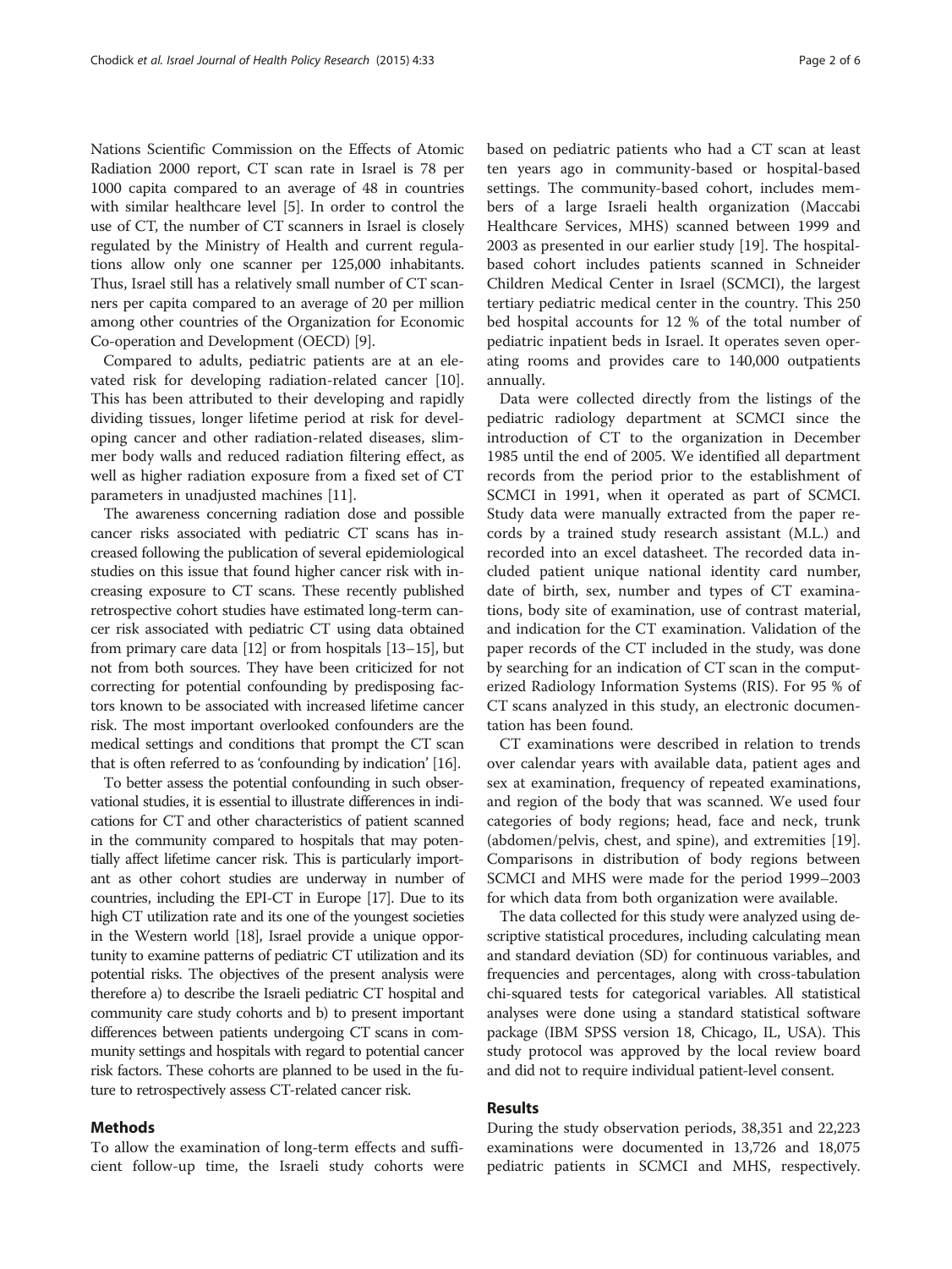Nations Scientific Commission on the Effects of Atomic Radiation 2000 report, CT scan rate in Israel is 78 per 1000 capita compared to an average of 48 in countries with similar healthcare level [5]. In order to control the use of CT, the number of CT scanners in Israel is closely regulated by the Ministry of Health and current regulations allow only one scanner per 125,000 inhabitants. Thus, Israel still has a relatively small number of CT scanners per capita compared to an average of 20 per million among other countries of the Organization for Economic Co-operation and Development (OECD) [9].

Compared to adults, pediatric patients are at an elevated risk for developing radiation-related cancer [10]. This has been attributed to their developing and rapidly dividing tissues, longer lifetime period at risk for developing cancer and other radiation-related diseases, slimmer body walls and reduced radiation filtering effect, as well as higher radiation exposure from a fixed set of CT parameters in unadjusted machines [11].

The awareness concerning radiation dose and possible cancer risks associated with pediatric CT scans has increased following the publication of several epidemiological studies on this issue that found higher cancer risk with increasing exposure to CT scans. These recently published retrospective cohort studies have estimated long-term cancer risk associated with pediatric CT using data obtained from primary care data [12] or from hospitals [13–15], but not from both sources. They have been criticized for not correcting for potential confounding by predisposing factors known to be associated with increased lifetime cancer risk. The most important overlooked confounders are the medical settings and conditions that prompt the CT scan that is often referred to as 'confounding by indication' [16].

To better assess the potential confounding in such observational studies, it is essential to illustrate differences in indications for CT and other characteristics of patient scanned in the community compared to hospitals that may potentially affect lifetime cancer risk. This is particularly important as other cohort studies are underway in number of countries, including the EPI-CT in Europe [17]. Due to its high CT utilization rate and its one of the youngest societies in the Western world [18], Israel provide a unique opportunity to examine patterns of pediatric CT utilization and its potential risks. The objectives of the present analysis were therefore a) to describe the Israeli pediatric CT hospital and community care study cohorts and b) to present important differences between patients undergoing CT scans in community settings and hospitals with regard to potential cancer risk factors. These cohorts are planned to be used in the future to retrospectively assess CT-related cancer risk.

## Methods

To allow the examination of long-term effects and sufficient follow-up time, the Israeli study cohorts were based on pediatric patients who had a CT scan at least ten years ago in community-based or hospital-based settings. The community-based cohort, includes members of a large Israeli health organization (Maccabi Healthcare Services, MHS) scanned between 1999 and 2003 as presented in our earlier study [19]. The hospital-based cohort includes patients scanned in Schneider Children Medical Center in Israel (SCMCI), the largest tertiary pediatric medical center in the country. This 250 bed hospital accounts for 12 % of the total number of pediatric inpatient beds in Israel. It operates seven operating rooms and provides care to 140,000 outpatients annually.

Data were collected directly from the listings of the pediatric radiology department at SCMCI since the introduction of CT to the organization in December 1985 until the end of 2005. We identified all department records from the period prior to the establishment of SCMCI in 1991, when it operated as part of SCMCI. Study data were manually extracted from the paper records by a trained study research assistant (M.L.) and recorded into an excel datasheet. The recorded data included patient unique national identity card number, date of birth, sex, number and types of CT examinations, body site of examination, use of contrast material, and indication for the CT examination. Validation of the paper records of the CT included in the study, was done by searching for an indication of CT scan in the computerized Radiology Information Systems (RIS). For 95 % of CT scans analyzed in this study, an electronic documentation has been found.

CT examinations were described in relation to trends over calendar years with available data, patient ages and sex at examination, frequency of repeated examinations, and region of the body that was scanned. We used four categories of body regions; head, face and neck, trunk (abdomen/pelvis, chest, and spine), and extremities [19]. Comparisons in distribution of body regions between SCMCI and MHS were made for the period 1999–2003 for which data from both organization were available.

The data collected for this study were analyzed using descriptive statistical procedures, including calculating mean and standard deviation (SD) for continuous variables, and frequencies and percentages, along with cross-tabulation chi-squared tests for categorical variables. All statistical analyses were done using a standard statistical software package (IBM SPSS version 18, Chicago, IL, USA). This study protocol was approved by the local review board and did not to require individual patient-level consent.

## Results

During the study observation periods, 38,351 and 22,223 examinations were documented in 13,726 and 18,075 pediatric patients in SCMCI and MHS, respectively.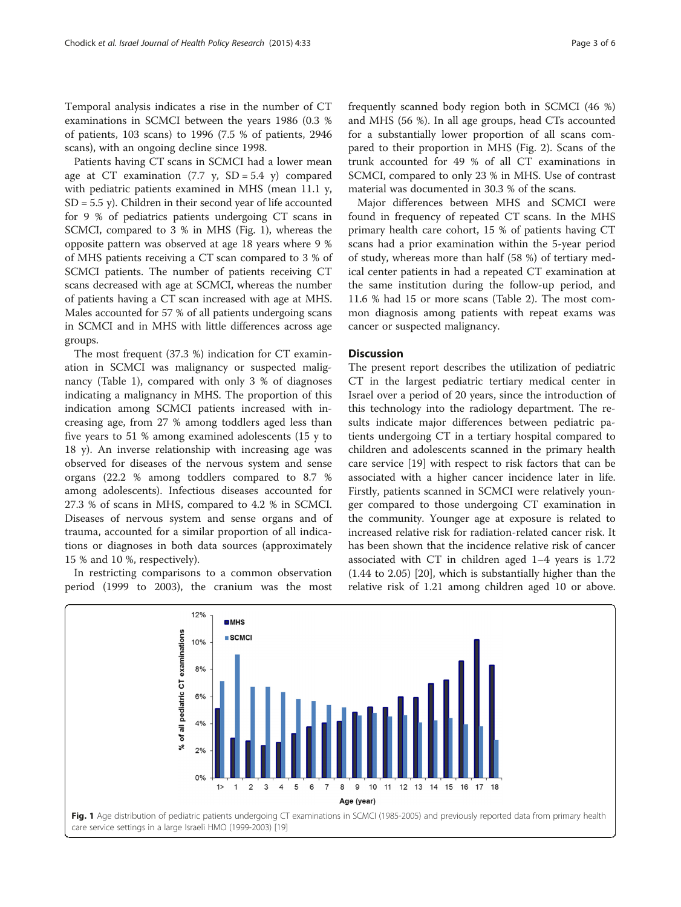Temporal analysis indicates a rise in the number of CT examinations in SCMCI between the years 1986 (0.3 % of patients, 103 scans) to 1996 (7.5 % of patients, 2946 scans), with an ongoing decline since 1998.

Patients having CT scans in SCMCI had a lower mean age at CT examination (7.7 y, SD = 5.4 y) compared with pediatric patients examined in MHS (mean 11.1 y, SD = 5.5 y). Children in their second year of life accounted for 9 % of pediatrics patients undergoing CT scans in SCMCI, compared to 3 % in MHS (Fig. 1), whereas the opposite pattern was observed at age 18 years where 9 % of MHS patients receiving a CT scan compared to 3 % of SCMCI patients. The number of patients receiving CT scans decreased with age at SCMCI, whereas the number of patients having a CT scan increased with age at MHS. Males accounted for 57 % of all patients undergoing scans in SCMCI and in MHS with little differences across age groups.

The most frequent (37.3 %) indication for CT examination in SCMCI was malignancy or suspected malignancy (Table 1), compared with only 3 % of diagnoses indicating a malignancy in MHS. The proportion of this indication among SCMCI patients increased with increasing age, from 27 % among toddlers aged less than five years to 51 % among examined adolescents (15 y to 18 y). An inverse relationship with increasing age was observed for diseases of the nervous system and sense organs (22.2 % among toddlers compared to 8.7 % among adolescents). Infectious diseases accounted for 27.3 % of scans in MHS, compared to 4.2 % in SCMCI. Diseases of nervous system and sense organs and of trauma, accounted for a similar proportion of all indications or diagnoses in both data sources (approximately 15 % and 10 %, respectively).

In restricting comparisons to a common observation period (1999 to 2003), the cranium was the most frequently scanned body region both in SCMCI (46 %) and MHS (56 %). In all age groups, head CTs accounted for a substantially lower proportion of all scans compared to their proportion in MHS (Fig. 2). Scans of the trunk accounted for 49 % of all CT examinations in SCMCI, compared to only 23 % in MHS. Use of contrast material was documented in 30.3 % of the scans.

Major differences between MHS and SCMCI were found in frequency of repeated CT scans. In the MHS primary health care cohort, 15 % of patients having CT scans had a prior examination within the 5-year period of study, whereas more than half (58 %) of tertiary medical center patients in had a repeated CT examination at the same institution during the follow-up period, and 11.6 % had 15 or more scans (Table 2). The most common diagnosis among patients with repeat exams was cancer or suspected malignancy.

## Discussion

The present report describes the utilization of pediatric CT in the largest pediatric tertiary medical center in Israel over a period of 20 years, since the introduction of this technology into the radiology department. The results indicate major differences between pediatric patients undergoing CT in a tertiary hospital compared to children and adolescents scanned in the primary health care service [19] with respect to risk factors that can be associated with a higher cancer incidence later in life. Firstly, patients scanned in SCMCI were relatively younger compared to those undergoing CT examination in the community. Younger age at exposure is related to increased relative risk for radiation-related cancer risk. It has been shown that the incidence relative risk of cancer associated with CT in children aged 1–4 years is 1.72 (1.44 to 2.05) [20], which is substantially higher than the relative risk of 1.21 among children aged 10 or above.

| Age (year) | MHS (% of all pediatric CT examinations) | SCMCI (% of all pediatric CT examinations) |
|---|---|---|
| 1> | 5.1 | 7.1 |
| 1 | 2.9 | 9.1 |
| 2 | 2.7 | 6.7 |
| 3 | 2.4 | 6.7 |
| 4 | 2.6 | 6.3 |
| 5 | 3.3 | 5.8 |
| 6 | 3.8 | 5.7 |
| 7 | 4.1 | 5.4 |
| 8 | 4.2 | 5.2 |
| 9 | 4.8 | 4.6 |
| 10 | 5.2 | 4.8 |
| 11 | 5.2 | 4.5 |
| 12 | 6.0 | 4.6 |
| 13 | 5.9 | 4.1 |
| 14 | 6.9 | 4.2 |
| 15 | 7.2 | 4.4 |
| 16 | 8.6 | 3.9 |
| 17 | 10.2 | 3.8 |
| 18 | 8.3 | 2.8 |

**Fig. 1** Age distribution of pediatric patients undergoing CT examinations in SCMCI (1985-2005) and previously reported data from primary health care service settings in a large Israeli HMO (1999-2003) [19]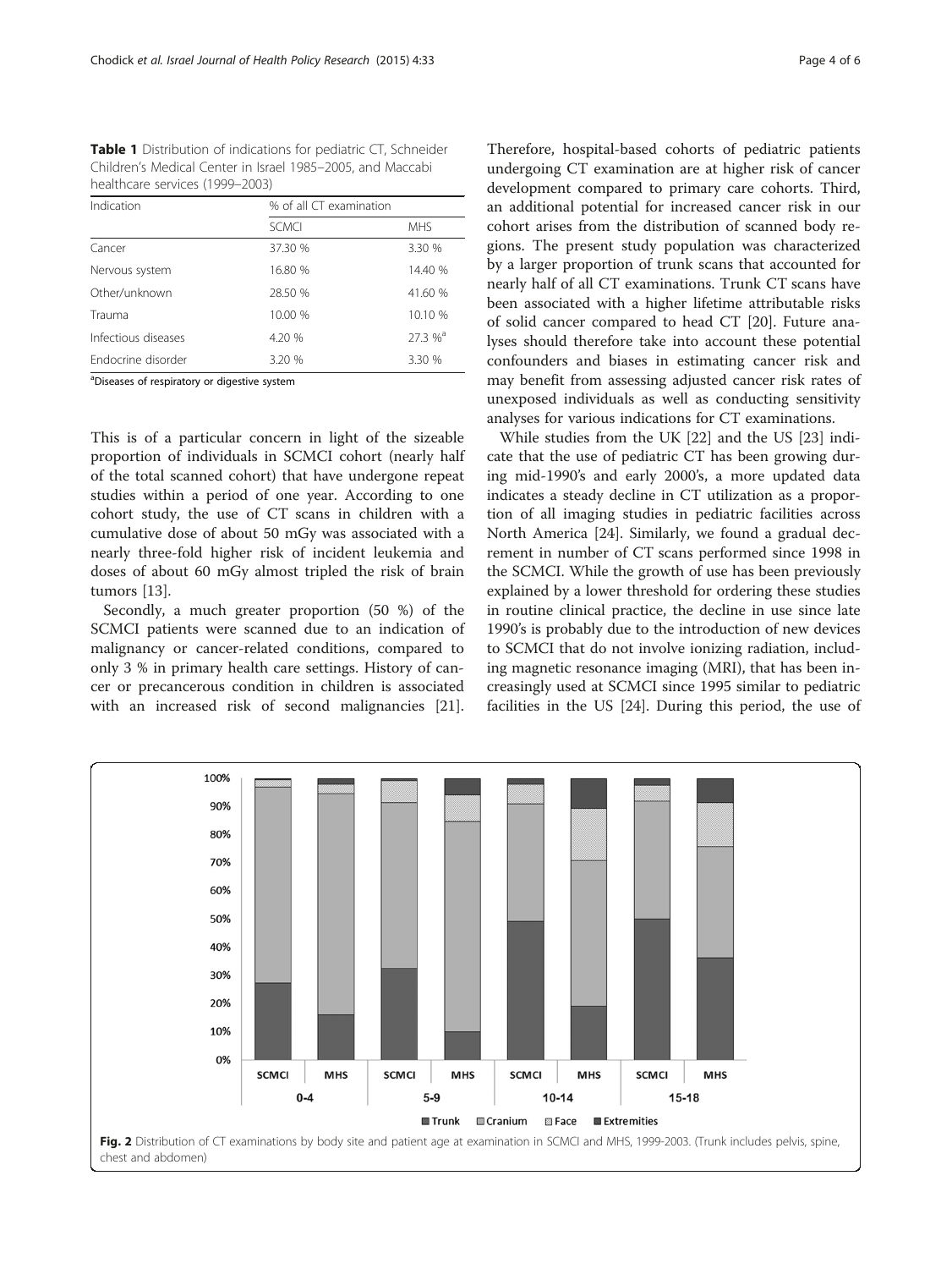**Table 1** Distribution of indications for pediatric CT, Schneider Children's Medical Center in Israel 1985–2005, and Maccabi healthcare services (1999–2003)

| Indication | % of all CT examination | |
|---|---|---|
| | SCMCI | MHS |
| Cancer | 37.30 % | 3.30 % |
| Nervous system | 16.80 % | 14.40 % |
| Other/unknown | 28.50 % | 41.60 % |
| Trauma | 10.00 % | 10.10 % |
| Infectious diseases | 4.20 % | 27.3 %[a] |
| Endocrine disorder | 3.20 % | 3.30 % |

[a]Diseases of respiratory or digestive system

This is of a particular concern in light of the sizeable proportion of individuals in SCMCI cohort (nearly half of the total scanned cohort) that have undergone repeat studies within a period of one year. According to one cohort study, the use of CT scans in children with a cumulative dose of about 50 mGy was associated with a nearly three-fold higher risk of incident leukemia and doses of about 60 mGy almost tripled the risk of brain tumors [13].

Secondly, a much greater proportion (50 %) of the SCMCI patients were scanned due to an indication of malignancy or cancer-related conditions, compared to only 3 % in primary health care settings. History of cancer or precancerous condition in children is associated with an increased risk of second malignancies [21]. Therefore, hospital-based cohorts of pediatric patients undergoing CT examination are at higher risk of cancer development compared to primary care cohorts. Third, an additional potential for increased cancer risk in our cohort arises from the distribution of scanned body regions. The present study population was characterized by a larger proportion of trunk scans that accounted for nearly half of all CT examinations. Trunk CT scans have been associated with a higher lifetime attributable risks of solid cancer compared to head CT [20]. Future analyses should therefore take into account these potential confounders and biases in estimating cancer risk and may benefit from assessing adjusted cancer risk rates of unexposed individuals as well as conducting sensitivity analyses for various indications for CT examinations.

While studies from the UK [22] and the US [23] indicate that the use of pediatric CT has been growing during mid-1990's and early 2000's, a more updated data indicates a steady decline in CT utilization as a proportion of all imaging studies in pediatric facilities across North America [24]. Similarly, we found a gradual decrement in number of CT scans performed since 1998 in the SCMCI. While the growth of use has been previously explained by a lower threshold for ordering these studies in routine clinical practice, the decline in use since late 1990's is probably due to the introduction of new devices to SCMCI that do not involve ionizing radiation, including magnetic resonance imaging (MRI), that has been increasingly used at SCMCI since 1995 similar to pediatric facilities in the US [24]. During this period, the use of

**Fig. 2** Distribution of CT examinations by body site and patient age at examination in SCMCI and MHS, 1999-2003. (Trunk includes pelvis, spine, chest and abdomen)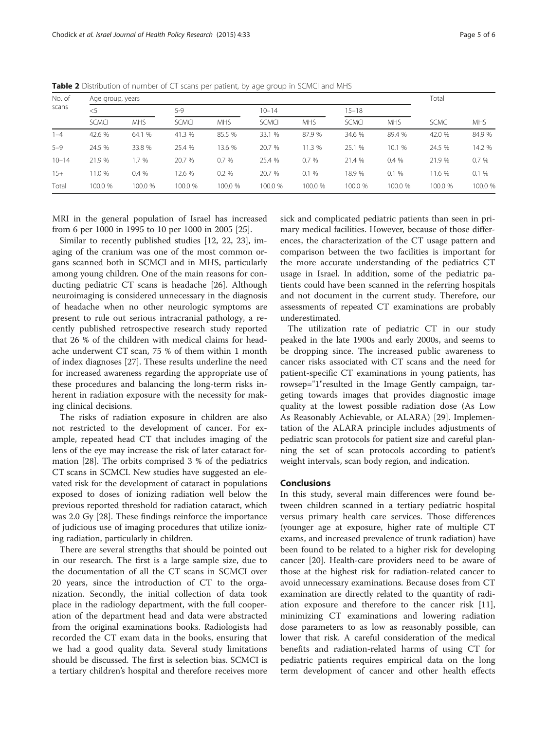**Table 2** Distribution of number of CT scans per patient, by age group in SCMCI and MHS

| No. of scans | Age group, years | | | | | | | | Total | |
|---|---|---|---|---|---|---|---|---|---|---|
| | <5 | | 5-9 | | 10–14 | | 15–18 | | | |
| | SCMCI | MHS | SCMCI | MHS | SCMCI | MHS | SCMCI | MHS | SCMCI | MHS |
| 1–4 | 42.6 % | 64.1 % | 41.3 % | 85.5 % | 33.1 % | 87.9 % | 34.6 % | 89.4 % | 42.0 % | 84.9 % |
| 5–9 | 24.5 % | 33.8 % | 25.4 % | 13.6 % | 20.7 % | 11.3 % | 25.1 % | 10.1 % | 24.5 % | 14.2 % |
| 10–14 | 21.9 % | 1.7 % | 20.7 % | 0.7 % | 25.4 % | 0.7 % | 21.4 % | 0.4 % | 21.9 % | 0.7 % |
| 15+ | 11.0 % | 0.4 % | 12.6 % | 0.2 % | 20.7 % | 0.1 % | 18.9 % | 0.1 % | 11.6 % | 0.1 % |
| Total | 100.0 % | 100.0 % | 100.0 % | 100.0 % | 100.0 % | 100.0 % | 100.0 % | 100.0 % | 100.0 % | 100.0 % |

MRI in the general population of Israel has increased from 6 per 1000 in 1995 to 10 per 1000 in 2005 [25].

Similar to recently published studies [12, 22, 23], imaging of the cranium was one of the most common organs scanned both in SCMCI and in MHS, particularly among young children. One of the main reasons for conducting pediatric CT scans is headache [26]. Although neuroimaging is considered unnecessary in the diagnosis of headache when no other neurologic symptoms are present to rule out serious intracranial pathology, a recently published retrospective research study reported that 26 % of the children with medical claims for headache underwent CT scan, 75 % of them within 1 month of index diagnoses [27]. These results underline the need for increased awareness regarding the appropriate use of these procedures and balancing the long-term risks inherent in radiation exposure with the necessity for making clinical decisions.

The risks of radiation exposure in children are also not restricted to the development of cancer. For example, repeated head CT that includes imaging of the lens of the eye may increase the risk of later cataract formation [28]. The orbits comprised 3 % of the pediatrics CT scans in SCMCI. New studies have suggested an elevated risk for the development of cataract in populations exposed to doses of ionizing radiation well below the previous reported threshold for radiation cataract, which was 2.0 Gy [28]. These findings reinforce the importance of judicious use of imaging procedures that utilize ionizing radiation, particularly in children.

There are several strengths that should be pointed out in our research. The first is a large sample size, due to the documentation of all the CT scans in SCMCI over 20 years, since the introduction of CT to the organization. Secondly, the initial collection of data took place in the radiology department, with the full cooperation of the department head and data were abstracted from the original examinations books. Radiologists had recorded the CT exam data in the books, ensuring that we had a good quality data. Several study limitations should be discussed. The first is selection bias. SCMCI is a tertiary children's hospital and therefore receives more sick and complicated pediatric patients than seen in primary medical facilities. However, because of those differences, the characterization of the CT usage pattern and comparison between the two facilities is important for the more accurate understanding of the pediatrics CT usage in Israel. In addition, some of the pediatric patients could have been scanned in the referring hospitals and not document in the current study. Therefore, our assessments of repeated CT examinations are probably underestimated.

The utilization rate of pediatric CT in our study peaked in the late 1900s and early 2000s, and seems to be dropping since. The increased public awareness to cancer risks associated with CT scans and the need for patient-specific CT examinations in young patients, has rowsep="1"resulted in the Image Gently campaign, targeting towards images that provides diagnostic image quality at the lowest possible radiation dose (As Low As Reasonably Achievable, or ALARA) [29]. Implementation of the ALARA principle includes adjustments of pediatric scan protocols for patient size and careful planning the set of scan protocols according to patient's weight intervals, scan body region, and indication.

## Conclusions

In this study, several main differences were found between children scanned in a tertiary pediatric hospital versus primary health care services. Those differences (younger age at exposure, higher rate of multiple CT exams, and increased prevalence of trunk radiation) have been found to be related to a higher risk for developing cancer [20]. Health-care providers need to be aware of those at the highest risk for radiation-related cancer to avoid unnecessary examinations. Because doses from CT examination are directly related to the quantity of radiation exposure and therefore to the cancer risk [11], minimizing CT examinations and lowering radiation dose parameters to as low as reasonably possible, can lower that risk. A careful consideration of the medical benefits and radiation-related harms of using CT for pediatric patients requires empirical data on the long term development of cancer and other health effects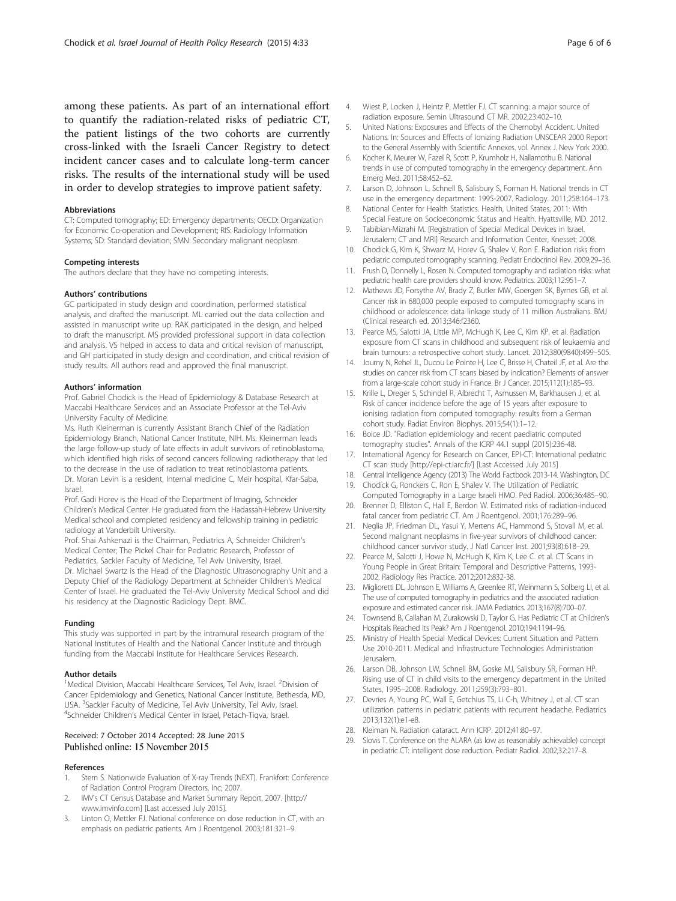among these patients. As part of an international effort to quantify the radiation-related risks of pediatric CT, the patient listings of the two cohorts are currently cross-linked with the Israeli Cancer Registry to detect incident cancer cases and to calculate long-term cancer risks. The results of the international study will be used in order to develop strategies to improve patient safety.

#### Abbreviations

CT: Computed tomography; ED: Emergency departments; OECD: Organization for Economic Co-operation and Development; RIS: Radiology Information Systems; SD: Standard deviation; SMN: Secondary malignant neoplasm.

#### Competing interests

The authors declare that they have no competing interests.

#### Authors' contributions

GC participated in study design and coordination, performed statistical analysis, and drafted the manuscript. ML carried out the data collection and assisted in manuscript write up. RAK participated in the design, and helped to draft the manuscript. MS provided professional support in data collection and analysis. VS helped in access to data and critical revision of manuscript, and GH participated in study design and coordination, and critical revision of study results. All authors read and approved the final manuscript.

#### Authors' information

Prof. Gabriel Chodick is the Head of Epidemiology & Database Research at Maccabi Healthcare Services and an Associate Professor at the Tel-Aviv University Faculty of Medicine.

Ms. Ruth Kleinerman is currently Assistant Branch Chief of the Radiation Epidemiology Branch, National Cancer Institute, NIH. Ms. Kleinerman leads the large follow-up study of late effects in adult survivors of retinoblastoma, which identified high risks of second cancers following radiotherapy that led to the decrease in the use of radiation to treat retinoblastoma patients.

Dr. Moran Levin is a resident, Internal medicine C, Meir hospital, Kfar-Saba, Israel.

Prof. Gadi Horev is the Head of the Department of Imaging, Schneider Children's Medical Center. He graduated from the Hadassah-Hebrew University Medical school and completed residency and fellowship training in pediatric radiology at Vanderbilt University.

Prof. Shai Ashkenazi is the Chairman, Pediatrics A, Schneider Children's Medical Center; The Pickel Chair for Pediatric Research, Professor of Pediatrics, Sackler Faculty of Medicine, Tel Aviv University, Israel.

Dr. Michael Swartz is the Head of the Diagnostic Ultrasonography Unit and a Deputy Chief of the Radiology Department at Schneider Children's Medical Center of Israel. He graduated the Tel-Aviv University Medical School and did his residency at the Diagnostic Radiology Dept. BMC.

#### Funding

This study was supported in part by the intramural research program of the National Institutes of Health and the National Cancer Institute and through funding from the Maccabi Institute for Healthcare Services Research.

#### Author details

[1]Medical Division, Maccabi Healthcare Services, Tel Aviv, Israel. [2]Division of Cancer Epidemiology and Genetics, National Cancer Institute, Bethesda, MD, USA. [3]Sackler Faculty of Medicine, Tel Aviv University, Tel Aviv, Israel. [4]Schneider Children's Medical Center in Israel, Petach-Tiqva, Israel.

Received: 7 October 2014 Accepted: 28 June 2015
Published online: 15 November 2015

#### References

1. Stern S. Nationwide Evaluation of X-ray Trends (NEXT). Frankfort: Conference of Radiation Control Program Directors, Inc; 2007.
2. IMV's CT Census Database and Market Summary Report, 2007. [http://www.imvinfo.com] [Last accessed July 2015].
3. Linton O, Mettler FJ. National conference on dose reduction in CT, with an emphasis on pediatric patients. Am J Roentgenol. 2003;181:321–9.
4. Wiest P, Locken J, Heintz P, Mettler FJ. CT scanning: a major source of radiation exposure. Semin Ultrasound CT MR. 2002;23:402–10.
5. United Nations: Exposures and Effects of the Chernobyl Accident. United Nations. In: Sources and Effects of Ionizing Radiation UNSCEAR 2000 Report to the General Assembly with Scientific Annexes. vol. Annex J. New York 2000.
6. Kocher K, Meurer W, Fazel R, Scott P, Krumholz H, Nallamothu B. National trends in use of computed tomography in the emergency department. Ann Emerg Med. 2011;58:452–62.
7. Larson D, Johnson L, Schnell B, Salisbury S, Forman H. National trends in CT use in the emergency department: 1995-2007. Radiology. 2011;258:164–173.
8. National Center for Health Statistics. Health, United States, 2011: With Special Feature on Socioeconomic Status and Health. Hyattsville, MD. 2012.
9. Tabibian-Mizrahi M. [Registration of Special Medical Devices in Israel. Jerusalem: CT and MRI] Research and Information Center, Knesset; 2008.
10. Chodick G, Kim K, Shwarz M, Horev G, Shalev V, Ron E. Radiation risks from pediatric computed tomography scanning. Pediatr Endocrinol Rev. 2009;29–36.
11. Frush D, Donnelly L, Rosen N. Computed tomography and radiation risks: what pediatric health care providers should know. Pediatrics. 2003;112:951–7.
12. Mathews JD, Forsythe AV, Brady Z, Butler MW, Goergen SK, Byrnes GB, et al. Cancer risk in 680,000 people exposed to computed tomography scans in childhood or adolescence: data linkage study of 11 million Australians. BMJ (Clinical research ed. 2013;346:f2360.
13. Pearce MS, Salotti JA, Little MP, McHugh K, Lee C, Kim KP, et al. Radiation exposure from CT scans in childhood and subsequent risk of leukaemia and brain tumours: a retrospective cohort study. Lancet. 2012;380(9840):499–505.
14. Journy N, Rehel JL, Ducou Le Pointe H, Lee C, Brisse H, Chateil JF, et al. Are the studies on cancer risk from CT scans biased by indication? Elements of answer from a large-scale cohort study in France. Br J Cancer. 2015;112(1):185–93.
15. Krille L, Dreger S, Schindel R, Albrecht T, Asmussen M, Barkhausen J, et al. Risk of cancer incidence before the age of 15 years after exposure to ionising radiation from computed tomography: results from a German cohort study. Radiat Environ Biophys. 2015;54(1):1–12.
16. Boice JD. "Radiation epidemiology and recent paediatric computed tomography studies". Annals of the ICRP 44.1 suppl (2015):236-48.
17. International Agency for Research on Cancer, EPI-CT: International pediatric CT scan study [http://epi-ct.iarc.fr/] [Last Accessed July 2015]
18. Central Intelligence Agency (2013) The World Factbook 2013-14. Washington, DC
19. Chodick G, Ronckers C, Ron E, Shalev V. The Utilization of Pediatric Computed Tomography in a Large Israeli HMO. Ped Radiol. 2006;36:485–90.
20. Brenner D, Elliston C, Hall E, Berdon W. Estimated risks of radiation-induced fatal cancer from pediatric CT. Am J Roentgenol. 2001;176:289–96.
21. Neglia JP, Friedman DL, Yasui Y, Mertens AC, Hammond S, Stovall M, et al. Second malignant neoplasms in five-year survivors of childhood cancer: childhood cancer survivor study. J Natl Cancer Inst. 2001;93(8):618–29.
22. Pearce M, Salotti J, Howe N, McHugh K, Kim K, Lee C. et al. CT Scans in Young People in Great Britain: Temporal and Descriptive Patterns, 1993-2002. Radiology Res Practice. 2012;2012:832-38.
23. Miglioretti DL, Johnson E, Williams A, Greenlee RT, Weinmann S, Solberg LI, et al. The use of computed tomography in pediatrics and the associated radiation exposure and estimated cancer risk. JAMA Pediatrics. 2013;167(8):700–07.
24. Townsend B, Callahan M, Zurakowski D, Taylor G. Has Pediatric CT at Children's Hospitals Reached Its Peak? Am J Roentgenol. 2010;194:1194–96.
25. Ministry of Health Special Medical Devices: Current Situation and Pattern Use 2010-2011. Medical and Infrastructure Technologies Administration Jerusalem.
26. Larson DB, Johnson LW, Schnell BM, Goske MJ, Salisbury SR, Forman HP. Rising use of CT in child visits to the emergency department in the United States, 1995–2008. Radiology. 2011;259(3):793–801.
27. Devries A, Young PC, Wall E, Getchius TS, Li C-h, Whitney J, et al. CT scan utilization patterns in pediatric patients with recurrent headache. Pediatrics 2013;132(1):e1-e8.
28. Kleiman N. Radiation cataract. Ann ICRP. 2012;41:80–97.
29. Slovis T. Conference on the ALARA (as low as reasonably achievable) concept in pediatric CT: intelligent dose reduction. Pediatr Radiol. 2002;32:217–8.